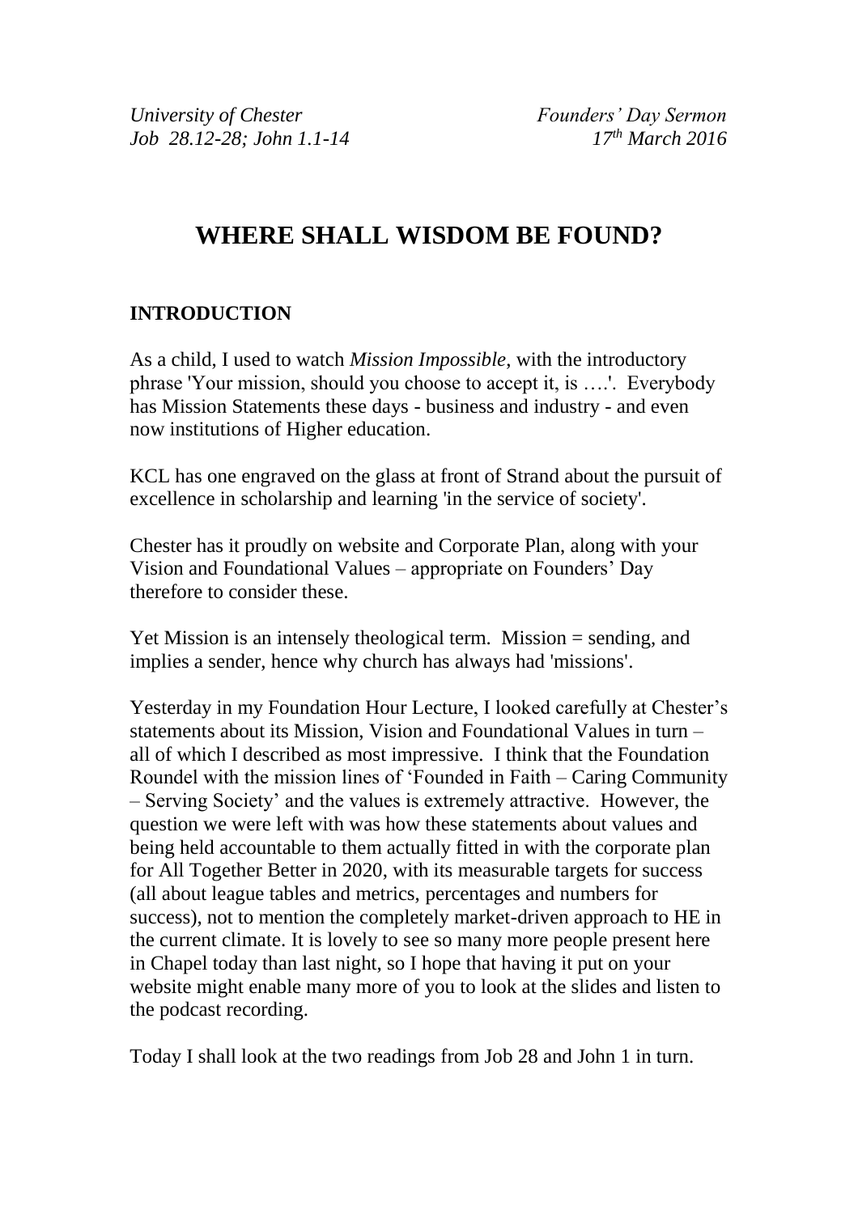*University of Chester* *Founders' Day Sermon*
*Job 28.12-28; John 1.1-14* *17th March 2016*

# WHERE SHALL WISDOM BE FOUND?

## INTRODUCTION

As a child, I used to watch *Mission Impossible*, with the introductory phrase 'Your mission, should you choose to accept it, is ….'. Everybody has Mission Statements these days - business and industry - and even now institutions of Higher education.

KCL has one engraved on the glass at front of Strand about the pursuit of excellence in scholarship and learning 'in the service of society'.

Chester has it proudly on website and Corporate Plan, along with your Vision and Foundational Values – appropriate on Founders' Day therefore to consider these.

Yet Mission is an intensely theological term. Mission = sending, and implies a sender, hence why church has always had 'missions'.

Yesterday in my Foundation Hour Lecture, I looked carefully at Chester's statements about its Mission, Vision and Foundational Values in turn – all of which I described as most impressive. I think that the Foundation Roundel with the mission lines of 'Founded in Faith – Caring Community – Serving Society' and the values is extremely attractive. However, the question we were left with was how these statements about values and being held accountable to them actually fitted in with the corporate plan for All Together Better in 2020, with its measurable targets for success (all about league tables and metrics, percentages and numbers for success), not to mention the completely market-driven approach to HE in the current climate. It is lovely to see so many more people present here in Chapel today than last night, so I hope that having it put on your website might enable many more of you to look at the slides and listen to the podcast recording.

Today I shall look at the two readings from Job 28 and John 1 in turn.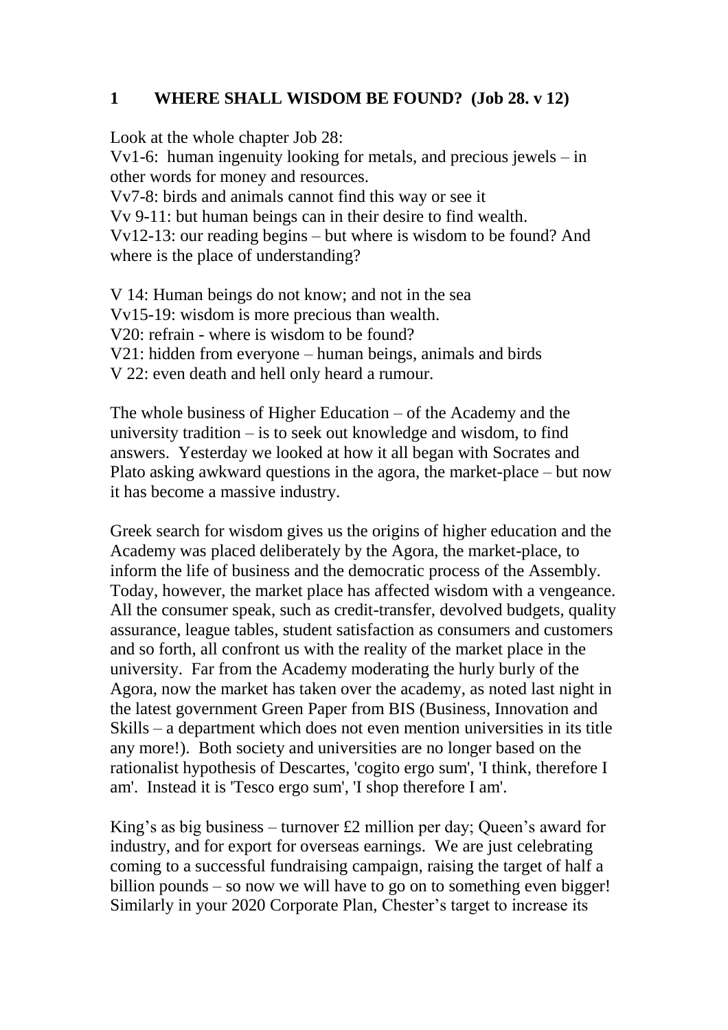## 1 WHERE SHALL WISDOM BE FOUND? (Job 28. v 12)

Look at the whole chapter Job 28:

Vv1-6: human ingenuity looking for metals, and precious jewels – in other words for money and resources.
Vv7-8: birds and animals cannot find this way or see it
Vv 9-11: but human beings can in their desire to find wealth.
Vv12-13: our reading begins – but where is wisdom to be found? And where is the place of understanding?

V 14: Human beings do not know; and not in the sea
Vv15-19: wisdom is more precious than wealth.
V20: refrain - where is wisdom to be found?
V21: hidden from everyone – human beings, animals and birds
V 22: even death and hell only heard a rumour.

The whole business of Higher Education – of the Academy and the university tradition – is to seek out knowledge and wisdom, to find answers. Yesterday we looked at how it all began with Socrates and Plato asking awkward questions in the agora, the market-place – but now it has become a massive industry.

Greek search for wisdom gives us the origins of higher education and the Academy was placed deliberately by the Agora, the market-place, to inform the life of business and the democratic process of the Assembly. Today, however, the market place has affected wisdom with a vengeance. All the consumer speak, such as credit-transfer, devolved budgets, quality assurance, league tables, student satisfaction as consumers and customers and so forth, all confront us with the reality of the market place in the university. Far from the Academy moderating the hurly burly of the Agora, now the market has taken over the academy, as noted last night in the latest government Green Paper from BIS (Business, Innovation and Skills – a department which does not even mention universities in its title any more!). Both society and universities are no longer based on the rationalist hypothesis of Descartes, 'cogito ergo sum', 'I think, therefore I am'. Instead it is 'Tesco ergo sum', 'I shop therefore I am'.

King's as big business – turnover £2 million per day; Queen's award for industry, and for export for overseas earnings. We are just celebrating coming to a successful fundraising campaign, raising the target of half a billion pounds – so now we will have to go on to something even bigger! Similarly in your 2020 Corporate Plan, Chester's target to increase its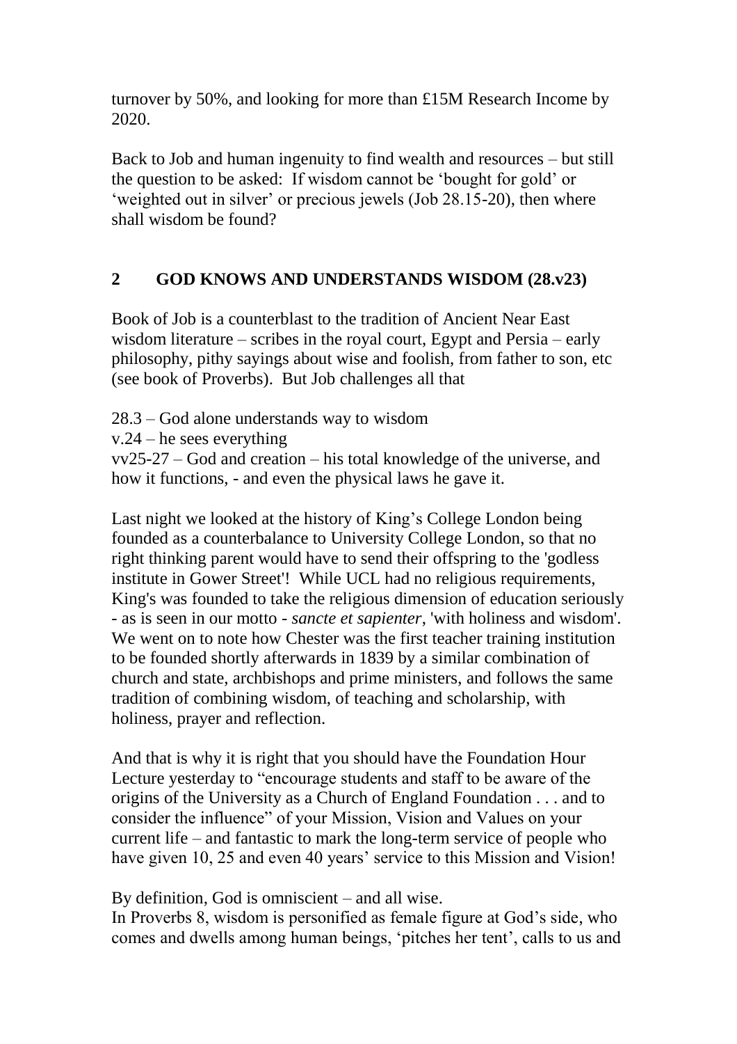turnover by 50%, and looking for more than £15M Research Income by 2020.

Back to Job and human ingenuity to find wealth and resources – but still the question to be asked: If wisdom cannot be 'bought for gold' or 'weighted out in silver' or precious jewels (Job 28.15-20), then where shall wisdom be found?

## 2 GOD KNOWS AND UNDERSTANDS WISDOM (28.v23)

Book of Job is a counterblast to the tradition of Ancient Near East wisdom literature – scribes in the royal court, Egypt and Persia – early philosophy, pithy sayings about wise and foolish, from father to son, etc (see book of Proverbs). But Job challenges all that

28.3 – God alone understands way to wisdom
v.24 – he sees everything
vv25-27 – God and creation – his total knowledge of the universe, and how it functions, - and even the physical laws he gave it.

Last night we looked at the history of King's College London being founded as a counterbalance to University College London, so that no right thinking parent would have to send their offspring to the 'godless institute in Gower Street'! While UCL had no religious requirements, King's was founded to take the religious dimension of education seriously - as is seen in our motto - *sancte et sapienter*, 'with holiness and wisdom'. We went on to note how Chester was the first teacher training institution to be founded shortly afterwards in 1839 by a similar combination of church and state, archbishops and prime ministers, and follows the same tradition of combining wisdom, of teaching and scholarship, with holiness, prayer and reflection.

And that is why it is right that you should have the Foundation Hour Lecture yesterday to "encourage students and staff to be aware of the origins of the University as a Church of England Foundation . . . and to consider the influence" of your Mission, Vision and Values on your current life – and fantastic to mark the long-term service of people who have given 10, 25 and even 40 years' service to this Mission and Vision!

By definition, God is omniscient – and all wise.
In Proverbs 8, wisdom is personified as female figure at God's side, who comes and dwells among human beings, 'pitches her tent', calls to us and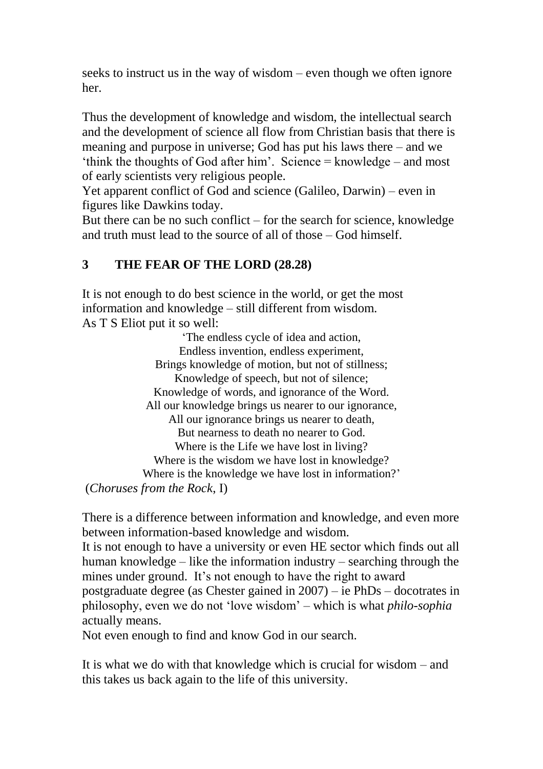seeks to instruct us in the way of wisdom – even though we often ignore her.

Thus the development of knowledge and wisdom, the intellectual search and the development of science all flow from Christian basis that there is meaning and purpose in universe; God has put his laws there – and we 'think the thoughts of God after him'. Science = knowledge – and most of early scientists very religious people.
Yet apparent conflict of God and science (Galileo, Darwin) – even in figures like Dawkins today.
But there can be no such conflict – for the search for science, knowledge and truth must lead to the source of all of those – God himself.

## 3 THE FEAR OF THE LORD (28.28)

It is not enough to do best science in the world, or get the most information and knowledge – still different from wisdom.
As T S Eliot put it so well:

> 'The endless cycle of idea and action,
> Endless invention, endless experiment,
> Brings knowledge of motion, but not of stillness;
> Knowledge of speech, but not of silence;
> Knowledge of words, and ignorance of the Word.
> All our knowledge brings us nearer to our ignorance,
> All our ignorance brings us nearer to death,
> But nearness to death no nearer to God.
> Where is the Life we have lost in living?
> Where is the wisdom we have lost in knowledge?
> Where is the knowledge we have lost in information?'

(*Choruses from the Rock*, I)

There is a difference between information and knowledge, and even more between information-based knowledge and wisdom.
It is not enough to have a university or even HE sector which finds out all human knowledge – like the information industry – searching through the mines under ground. It's not enough to have the right to award postgraduate degree (as Chester gained in 2007) – ie PhDs – docotrates in philosophy, even we do not 'love wisdom' – which is what *philo-sophia* actually means.
Not even enough to find and know God in our search.

It is what we do with that knowledge which is crucial for wisdom – and this takes us back again to the life of this university.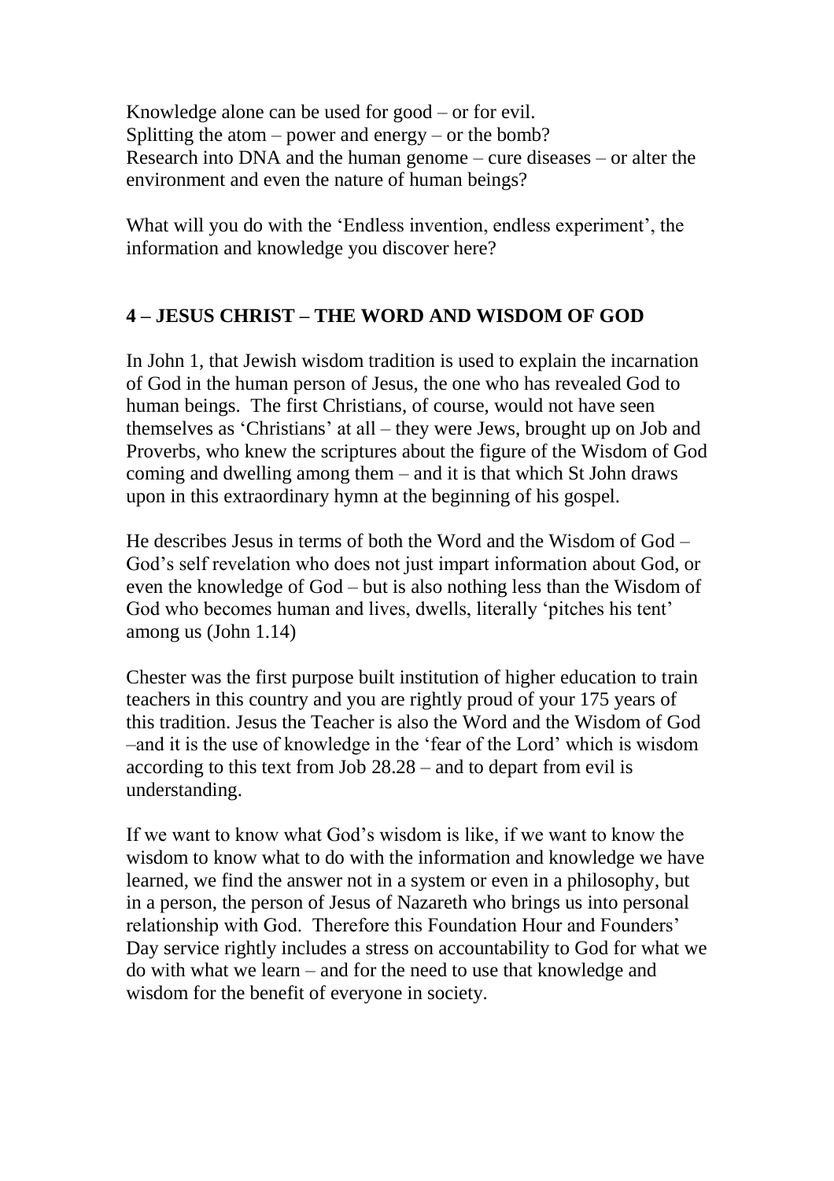Knowledge alone can be used for good – or for evil.
Splitting the atom – power and energy – or the bomb?
Research into DNA and the human genome – cure diseases – or alter the environment and even the nature of human beings?

What will you do with the 'Endless invention, endless experiment', the information and knowledge you discover here?

## 4 – JESUS CHRIST – THE WORD AND WISDOM OF GOD

In John 1, that Jewish wisdom tradition is used to explain the incarnation of God in the human person of Jesus, the one who has revealed God to human beings. The first Christians, of course, would not have seen themselves as 'Christians' at all – they were Jews, brought up on Job and Proverbs, who knew the scriptures about the figure of the Wisdom of God coming and dwelling among them – and it is that which St John draws upon in this extraordinary hymn at the beginning of his gospel.

He describes Jesus in terms of both the Word and the Wisdom of God – God's self revelation who does not just impart information about God, or even the knowledge of God – but is also nothing less than the Wisdom of God who becomes human and lives, dwells, literally 'pitches his tent' among us (John 1.14)

Chester was the first purpose built institution of higher education to train teachers in this country and you are rightly proud of your 175 years of this tradition. Jesus the Teacher is also the Word and the Wisdom of God –and it is the use of knowledge in the 'fear of the Lord' which is wisdom according to this text from Job 28.28 – and to depart from evil is understanding.

If we want to know what God's wisdom is like, if we want to know the wisdom to know what to do with the information and knowledge we have learned, we find the answer not in a system or even in a philosophy, but in a person, the person of Jesus of Nazareth who brings us into personal relationship with God. Therefore this Foundation Hour and Founders' Day service rightly includes a stress on accountability to God for what we do with what we learn – and for the need to use that knowledge and wisdom for the benefit of everyone in society.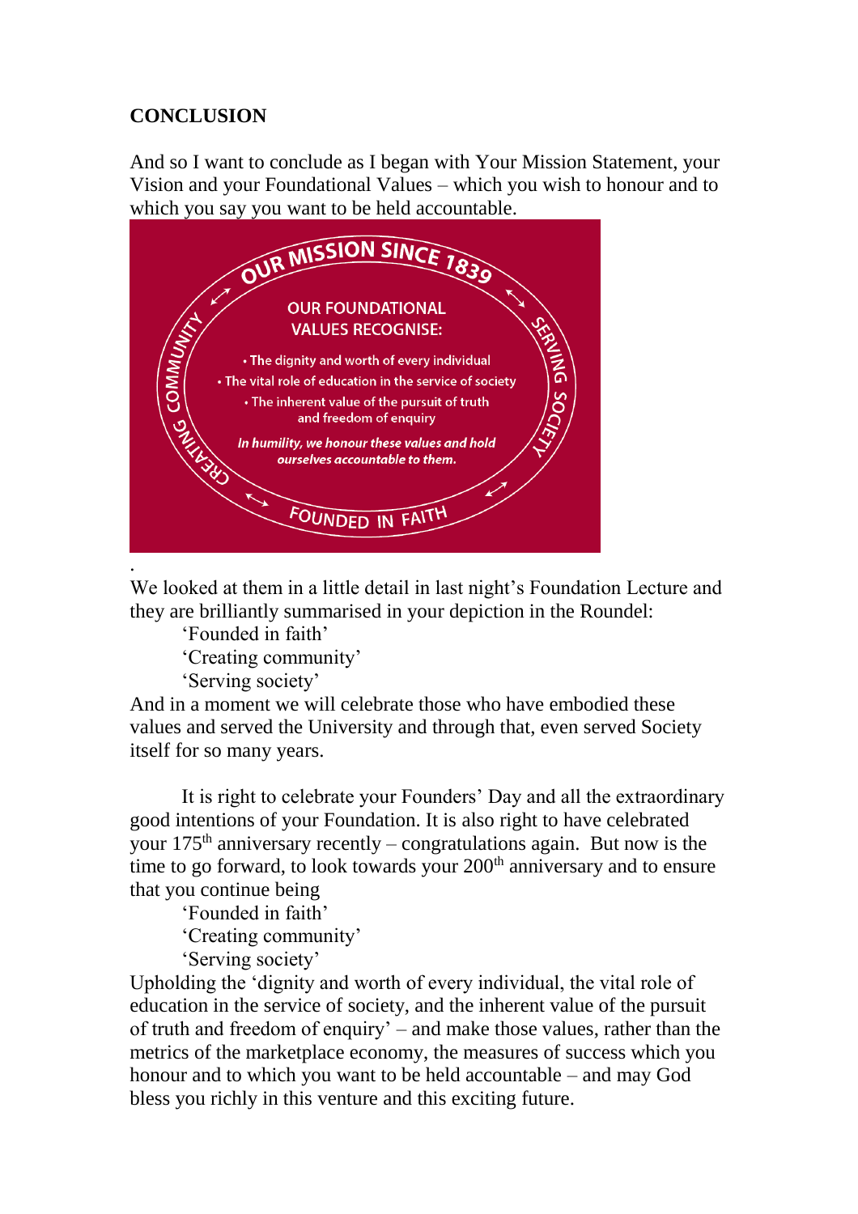**CONCLUSION**

And so I want to conclude as I began with Your Mission Statement, your Vision and your Foundational Values – which you wish to honour and to which you say you want to be held accountable.

OUR MISSION SINCE 1839

OUR FOUNDATIONAL VALUES RECOGNISE:

- The dignity and worth of every individual
- The vital role of education in the service of society
- The inherent value of the pursuit of truth and freedom of enquiry

*In humility, we honour these values and hold ourselves accountable to them.*

CREATING COMMUNITY

SERVING SOCIETY

FOUNDED IN FAITH

.

We looked at them in a little detail in last night's Foundation Lecture and they are brilliantly summarised in your depiction in the Roundel:

'Founded in faith'
'Creating community'
'Serving society'

And in a moment we will celebrate those who have embodied these values and served the University and through that, even served Society itself for so many years.

It is right to celebrate your Founders' Day and all the extraordinary good intentions of your Foundation. It is also right to have celebrated your 175th anniversary recently – congratulations again. But now is the time to go forward, to look towards your 200th anniversary and to ensure that you continue being

'Founded in faith'
'Creating community'
'Serving society'

Upholding the 'dignity and worth of every individual, the vital role of education in the service of society, and the inherent value of the pursuit of truth and freedom of enquiry' – and make those values, rather than the metrics of the marketplace economy, the measures of success which you honour and to which you want to be held accountable – and may God bless you richly in this venture and this exciting future.